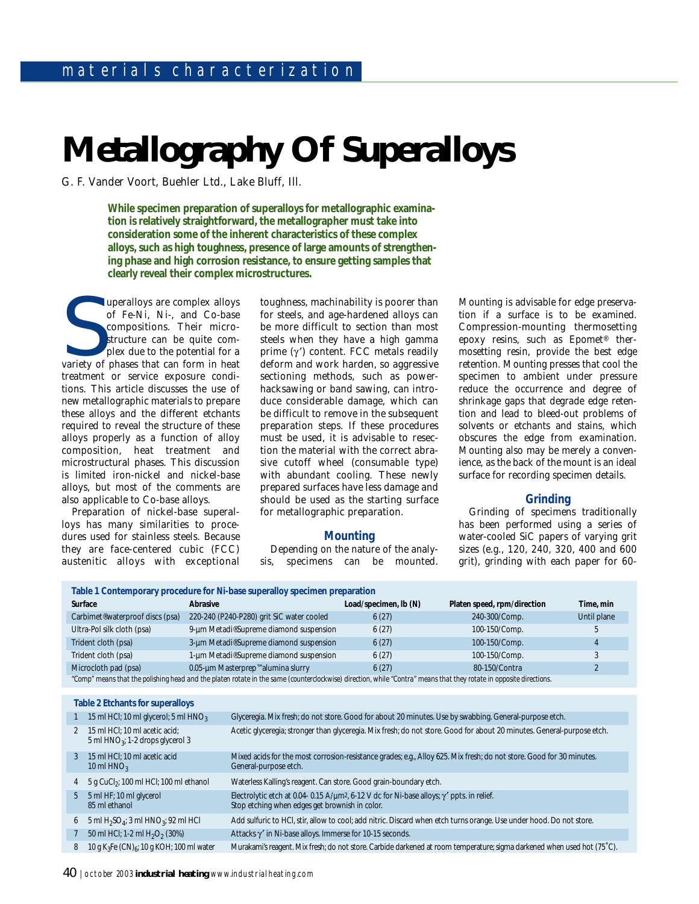# Metallography Of Superalloys

G. F. Vander Voort, Buehler Ltd., Lake Bluff, Ill.

**While specimen preparation of superalloys for metallographic examination is relatively straightforward, the metallographer must take into consideration some of the inherent characteristics of these complex alloys, such as high toughness, presence of large amounts of strengthening phase and high corrosion resistance, to ensure getting samples that clearly reveal their complex microstructures.**

Superalloys are complex alloys of Fe-Ni, Ni-, and Co-base compositions. Their microstructure can be quite complex due to the potential for a variety of phases that can form in heat treatment or service exposure conditions. This article discusses the use of new metallographic materials to prepare these alloys and the different etchants required to reveal the structure of these alloys properly as a function of alloy composition, heat treatment and microstructural phases. This discussion is limited iron-nickel and nickel-base alloys, but most of the comments are also applicable to Co-base alloys.

Preparation of nickel-base superalloys has many similarities to procedures used for stainless steels. Because they are face-centered cubic (FCC) austenitic alloys with exceptional toughness, machinability is poorer than for steels, and age-hardened alloys can be more difficult to section than most steels when they have a high gamma prime (γ′) content. FCC metals readily deform and work harden, so aggressive sectioning methods, such as power-hacksawing or band sawing, can introduce considerable damage, which can be difficult to remove in the subsequent preparation steps. If these procedures must be used, it is advisable to resection the material with the correct abrasive cutoff wheel (consumable type) with abundant cooling. These newly prepared surfaces have less damage and should be used as the starting surface for metallographic preparation.

## Mounting

Depending on the nature of the analysis, specimens can be mounted. Mounting is advisable for edge preservation if a surface is to be examined. Compression-mounting thermosetting epoxy resins, such as Epomet® thermosetting resin, provide the best edge retention. Mounting presses that cool the specimen to ambient under pressure reduce the occurrence and degree of shrinkage gaps that degrade edge retention and lead to bleed-out problems of solvents or etchants and stains, which obscures the edge from examination. Mounting also may be merely a convenience, as the back of the mount is an ideal surface for recording specimen details.

## Grinding

Grinding of specimens traditionally has been performed using a series of water-cooled SiC papers of varying grit sizes (e.g., 120, 240, 320, 400 and 600 grit), grinding with each paper for 60-

**Table 1 Contemporary procedure for Ni-base superalloy specimen preparation**

| Surface | Abrasive | Load/specimen, lb (N) | Platen speed, rpm/direction | Time, min |
|---|---|---|---|---|
| Carbimet® waterproof discs (psa) | 220-240 (P240-P280) grit SiC water cooled | 6 (27) | 240-300/Comp. | Until plane |
| Ultra-Pol silk cloth (psa) | 9-μm Metadi® Supreme diamond suspension | 6 (27) | 100-150/Comp. | 5 |
| Trident cloth (psa) | 3-μm Metadi® Supreme diamond suspension | 6 (27) | 100-150/Comp. | 4 |
| Trident cloth (psa) | 1-μm Metadi® Supreme diamond suspension | 6 (27) | 100-150/Comp. | 3 |
| Microcloth pad (psa) | 0.05-μm Masterprep™ alumina slurry | 6 (27) | 80-150/Contra | 2 |

"Comp" means that the polishing head and the platen rotate in the same (counterclockwise) direction, while "Contra" means that they rotate in opposite directions.

**Table 2 Etchants for superalloys**

| | Composition | Comments |
|---|---|---|
| 1 | 15 ml HCl; 10 ml glycerol; 5 ml $HNO_3$ | Glyceregia. Mix fresh; do not store. Good for about 20 minutes. Use by swabbing. General-purpose etch. |
| 2 | 15 ml HCl; 10 ml acetic acid; 5 ml $HNO_3$; 1-2 drops glycerol 3 | Acetic glyceregia; stronger than glyceregia. Mix fresh; do not store. Good for about 20 minutes. General-purpose etch. |
| 3 | 15 ml HCl; 10 ml acetic acid 10 ml $HNO_3$ | Mixed acids for the most corrosion-resistance grades; e.g., Alloy 625. Mix fresh; do not store. Good for 30 minutes. General-purpose etch. |
| 4 | 5 g $CuCl_2$; 100 ml HCl; 100 ml ethanol | Waterless Kalling's reagent. Can store. Good grain-boundary etch. |
| 5 | 5 ml HF; 10 ml glycerol 85 ml ethanol | Electrolytic etch at 0.04- 0.15 A/μm², 6-12 V dc for Ni-base alloys; γ′ ppts. in relief. Stop etching when edges get brownish in color. |
| 6 | 5 ml $H_2SO_4$; 3 ml $HNO_3$; 92 ml HCl | Add sulfuric to HCl, stir, allow to cool; add nitric. Discard when etch turns orange. Use under hood. Do not store. |
| 7 | 50 ml HCl; 1-2 ml $H_2O_2$ (30%) | Attacks γ′ in Ni-base alloys. Immerse for 10-15 seconds. |
| 8 | 10 g $K_3Fe(CN)_6$; 10 g KOH; 100 ml water | Murakami's reagent. Mix fresh; do not store. Carbide darkened at room temperature; sigma darkened when used hot (75°C). |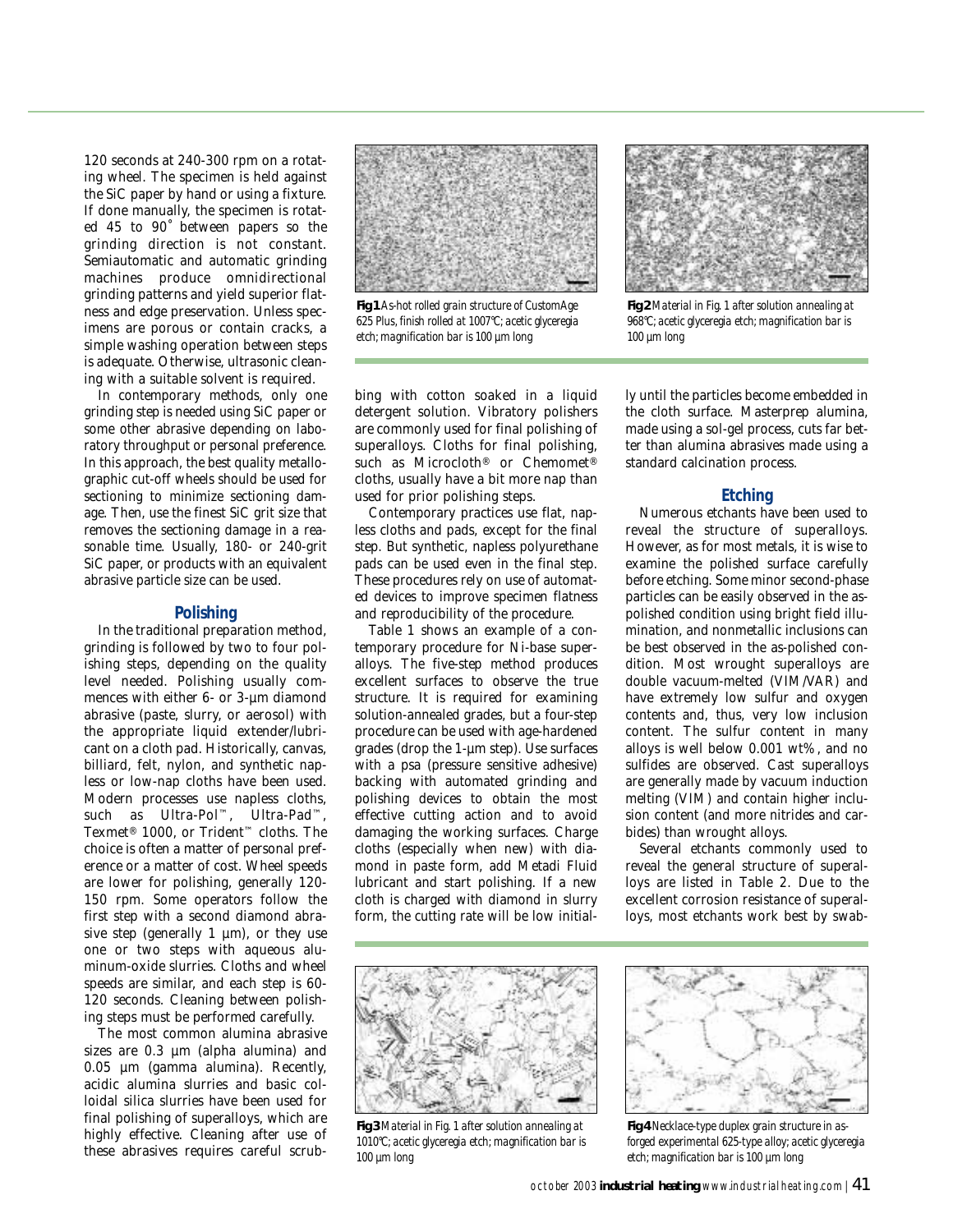120 seconds at 240-300 rpm on a rotating wheel. The specimen is held against the SiC paper by hand or using a fixture. If done manually, the specimen is rotated 45 to 90˚ between papers so the grinding direction is not constant. Semiautomatic and automatic grinding machines produce omnidirectional grinding patterns and yield superior flatness and edge preservation. Unless specimens are porous or contain cracks, a simple washing operation between steps is adequate. Otherwise, ultrasonic cleaning with a suitable solvent is required.

In contemporary methods, only one grinding step is needed using SiC paper or some other abrasive depending on laboratory throughput or personal preference. In this approach, the best quality metallographic cut-off wheels should be used for sectioning to minimize sectioning damage. Then, use the finest SiC grit size that removes the sectioning damage in a reasonable time. Usually, 180- or 240-grit SiC paper, or products with an equivalent abrasive particle size can be used.

## Polishing

In the traditional preparation method, grinding is followed by two to four polishing steps, depending on the quality level needed. Polishing usually commences with either 6- or 3-µm diamond abrasive (paste, slurry, or aerosol) with the appropriate liquid extender/lubricant on a cloth pad. Historically, canvas, billiard, felt, nylon, and synthetic napless or low-nap cloths have been used. Modern processes use napless cloths, such as Ultra-Pol™, Ultra-Pad™, Texmet® 1000, or Trident™ cloths. The choice is often a matter of personal preference or a matter of cost. Wheel speeds are lower for polishing, generally 120-150 rpm. Some operators follow the first step with a second diamond abrasive step (generally 1 µm), or they use one or two steps with aqueous aluminum-oxide slurries. Cloths and wheel speeds are similar, and each step is 60-120 seconds. Cleaning between polishing steps must be performed carefully.

The most common alumina abrasive sizes are 0.3 µm (alpha alumina) and 0.05 µm (gamma alumina). Recently, acidic alumina slurries and basic colloidal silica slurries have been used for final polishing of superalloys, which are highly effective. Cleaning after use of these abrasives requires careful scrubbing with cotton soaked in a liquid detergent solution. Vibratory polishers are commonly used for final polishing of superalloys. Cloths for final polishing, such as Microcloth® or Chemomet® cloths, usually have a bit more nap than used for prior polishing steps.

Contemporary practices use flat, napless cloths and pads, except for the final step. But synthetic, napless polyurethane pads can be used even in the final step. These procedures rely on use of automated devices to improve specimen flatness and reproducibility of the procedure.

Table 1 shows an example of a contemporary procedure for Ni-base superalloys. The five-step method produces excellent surfaces to observe the true structure. It is required for examining solution-annealed grades, but a four-step procedure can be used with age-hardened grades (drop the 1-µm step). Use surfaces with a psa (pressure sensitive adhesive) backing with automated grinding and polishing devices to obtain the most effective cutting action and to avoid damaging the working surfaces. Charge cloths (especially when new) with diamond in paste form, add Metadi Fluid lubricant and start polishing. If a new cloth is charged with diamond in slurry form, the cutting rate will be low initially until the particles become embedded in the cloth surface. Masterprep alumina, made using a sol-gel process, cuts far better than alumina abrasives made using a standard calcination process.

## Etching

Numerous etchants have been used to reveal the structure of superalloys. However, as for most metals, it is wise to examine the polished surface carefully before etching. Some minor second-phase particles can be easily observed in the as-polished condition using bright field illumination, and nonmetallic inclusions can be best observed in the as-polished condition. Most wrought superalloys are double vacuum-melted (VIM/VAR) and have extremely low sulfur and oxygen contents and, thus, very low inclusion content. The sulfur content in many alloys is well below 0.001 wt%, and no sulfides are observed. Cast superalloys are generally made by vacuum induction melting (VIM) and contain higher inclusion content (and more nitrides and carbides) than wrought alloys.

Several etchants commonly used to reveal the general structure of superalloys are listed in Table 2. Due to the excellent corrosion resistance of superalloys, most etchants work best by swab-

**Fig 1** As-hot rolled grain structure of CustomAge 625 Plus, finish rolled at 1007°C; acetic glyceregia etch; magnification bar is 100 µm long

**Fig 2** Material in Fig. 1 after solution annealing at 968°C; acetic glyceregia etch; magnification bar is 100 µm long

**Fig 3** Material in Fig. 1 after solution annealing at 1010°C; acetic glyceregia etch; magnification bar is 100 µm long

**Fig 4** Necklace-type duplex grain structure in as-forged experimental 625-type alloy; acetic glyceregia etch; magnification bar is 100 µm long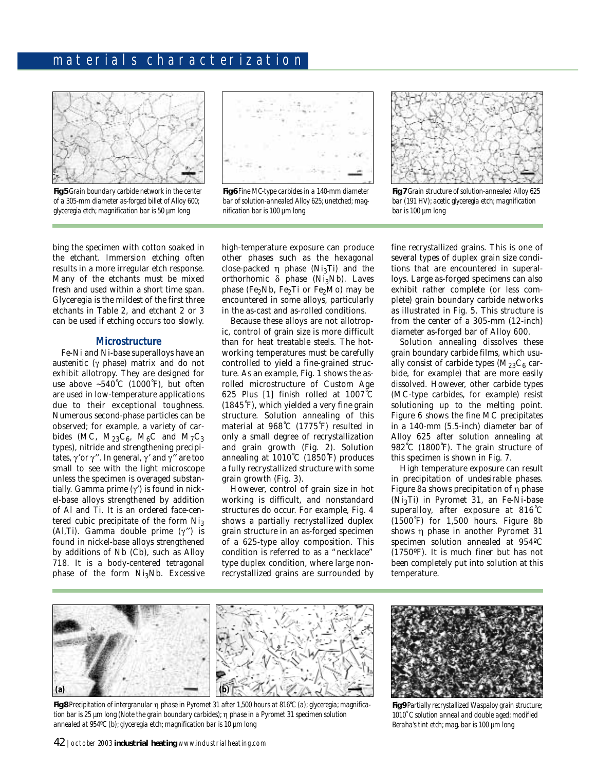**Fig 5** Grain boundary carbide network in the center of a 305-mm diameter as-forged billet of Alloy 600; glyceregia etch; magnification bar is 50 µm long

**Fig 6** Fine MC-type carbides in a 140-mm diameter bar of solution-annealed Alloy 625; unetched; magnification bar is 100 µm long

**Fig 7** Grain structure of solution-annealed Alloy 625 bar (191 HV); acetic glyceregia etch; magnification bar is 100 µm long

bing the specimen with cotton soaked in the etchant. Immersion etching often results in a more irregular etch response. Many of the etchants must be mixed fresh and used within a short time span. Glyceregia is the mildest of the first three etchants in Table 2, and etchant 2 or 3 can be used if etching occurs too slowly.

### Microstructure

Fe-Ni and Ni-base superalloys have an austenitic (γ phase) matrix and do not exhibit allotropy. They are designed for use above ~540°C (1000°F), but often are used in low-temperature applications due to their exceptional toughness. Numerous second-phase particles can be observed; for example, a variety of carbides (MC, $M_{23}C_6$, $M_6C$ and $M_7C_3$ types), nitride and strengthening precipitates, γ′ or γ″. In general, γ′ and γ″ are too small to see with the light microscope unless the specimen is overaged substantially. Gamma prime (γ′) is found in nickel-base alloys strengthened by addition of Al and Ti. It is an ordered face-centered cubic precipitate of the form $Ni_3$(Al,Ti). Gamma double prime (γ″) is found in nickel-base alloys strengthened by additions of Nb (Cb), such as Alloy 718. It is a body-centered tetragonal phase of the form $Ni_3Nb$. Excessive high-temperature exposure can produce other phases such as the hexagonal close-packed η phase ($Ni_3Ti$) and the orthorhomic δ phase ($Ni_3Nb$). Laves phase ($Fe_2Nb$, $Fe_2Ti$ or $Fe_2Mo$) may be encountered in some alloys, particularly in the as-cast and as-rolled conditions.

Because these alloys are not allotropic, control of grain size is more difficult than for heat treatable steels. The hot-working temperatures must be carefully controlled to yield a fine-grained structure. As an example, Fig. 1 shows the as-rolled microstructure of Custom Age 625 Plus [1] finish rolled at 1007°C (1845°F), which yielded a very fine grain structure. Solution annealing of this material at 968°C (1775°F) resulted in only a small degree of recrystallization and grain growth (Fig. 2). Solution annealing at 1010°C (1850°F) produces a fully recrystallized structure with some grain growth (Fig. 3).

However, control of grain size in hot working is difficult, and nonstandard structures do occur. For example, Fig. 4 shows a partially recrystallized duplex grain structure in an as-forged specimen of a 625-type alloy composition. This condition is referred to as a "necklace" type duplex condition, where large non-recrystallized grains are surrounded by fine recrystallized grains. This is one of several types of duplex grain size conditions that are encountered in superalloys. Large as-forged specimens can also exhibit rather complete (or less complete) grain boundary carbide networks as illustrated in Fig. 5. This structure is from the center of a 305-mm (12-inch) diameter as-forged bar of Alloy 600.

Solution annealing dissolves these grain boundary carbide films, which usually consist of carbide types ($M_{23}C_6$ carbide, for example) that are more easily dissolved. However, other carbide types (MC-type carbides, for example) resist solutioning up to the melting point. Figure 6 shows the fine MC precipitates in a 140-mm (5.5-inch) diameter bar of Alloy 625 after solution annealing at 982°C (1800°F). The grain structure of this specimen is shown in Fig. 7.

High temperature exposure can result in precipitation of undesirable phases. Figure 8a shows precipitation of η phase ($Ni_3Ti$) in Pyromet 31, an Fe-Ni-base superalloy, after exposure at 816°C (1500°F) for 1,500 hours. Figure 8b shows η phase in another Pyromet 31 specimen solution annealed at 954ºC (1750ºF). It is much finer but has not been completely put into solution at this temperature.

**Fig 8** Precipitation of intergranular η phase in Pyromet 31 after 1,500 hours at 816°C (a); glyceregia; magnification bar is 25 µm long (Note the grain boundary carbides); η phase in a Pyromet 31 specimen solution annealed at 954ºC (b); glyceregia etch; magnification bar is 10 µm long

**Fig 9** Partially recrystallized Waspaloy grain structure; 1010°C solution anneal and double aged; modified Beraha's tint etch; mag. bar is 100 µm long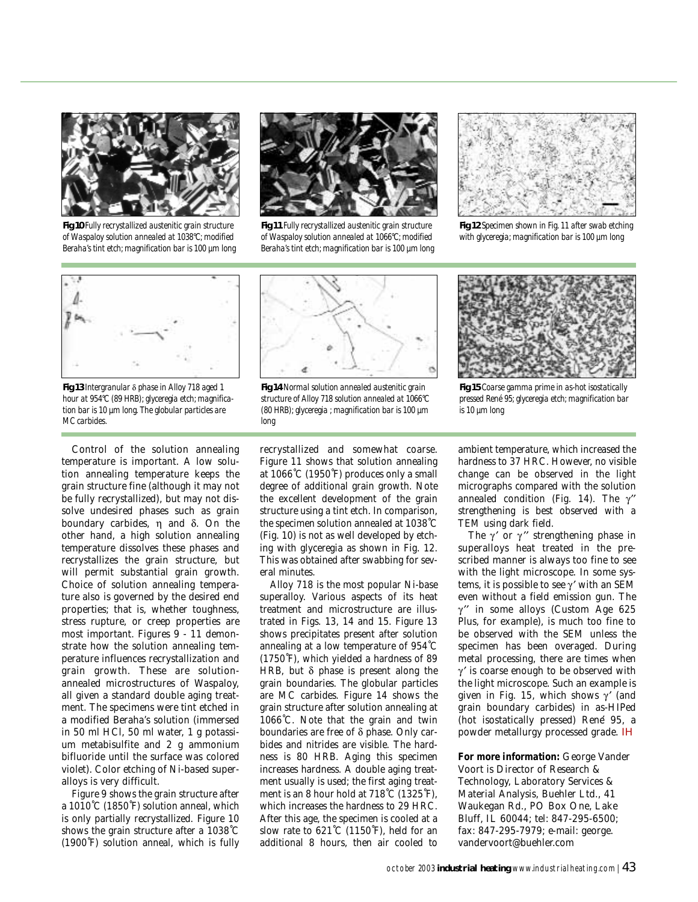**Fig 10** Fully recrystallized austenitic grain structure of Waspaloy solution annealed at 1038°C; modified Beraha's tint etch; magnification bar is 100 µm long

**Fig 11** Fully recrystallized austenitic grain structure of Waspaloy solution annealed at 1066°C; modified Beraha's tint etch; magnification bar is 100 µm long

**Fig 12** Specimen shown in Fig. 11 after swab etching with glyceregia; magnification bar is 100 µm long

**Fig 13** Intergranular δ phase in Alloy 718 aged 1 hour at 954°C (89 HRB); glyceregia etch; magnification bar is 10 µm long. The globular particles are MC carbides.

**Fig 14** Normal solution annealed austenitic grain structure of Alloy 718 solution annealed at 1066°C (80 HRB); glyceregia ; magnification bar is 100 µm long

**Fig 15** Coarse gamma prime in as-hot isostatically pressed René 95; glyceregia etch; magnification bar is 10 µm long

Control of the solution annealing temperature is important. A low solution annealing temperature keeps the grain structure fine (although it may not be fully recrystallized), but may not dissolve undesired phases such as grain boundary carbides, η and δ. On the other hand, a high solution annealing temperature dissolves these phases and recrystallizes the grain structure, but will permit substantial grain growth. Choice of solution annealing temperature also is governed by the desired end properties; that is, whether toughness, stress rupture, or creep properties are most important. Figures 9 - 11 demonstrate how the solution annealing temperature influences recrystallization and grain growth. These are solution-annealed microstructures of Waspaloy, all given a standard double aging treatment. The specimens were tint etched in a modified Beraha's solution (immersed in 50 ml HCl, 50 ml water, 1 g potassium metabisulfite and 2 g ammonium bifluoride until the surface was colored violet). Color etching of Ni-based superalloys is very difficult.

Figure 9 shows the grain structure after a 1010°C (1850°F) solution anneal, which is only partially recrystallized. Figure 10 shows the grain structure after a 1038°C (1900°F) solution anneal, which is fully recrystallized and somewhat coarse. Figure 11 shows that solution annealing at 1066°C (1950°F) produces only a small degree of additional grain growth. Note the excellent development of the grain structure using a tint etch. In comparison, the specimen solution annealed at 1038°C (Fig. 10) is not as well developed by etching with glyceregia as shown in Fig. 12. This was obtained after swabbing for several minutes.

Alloy 718 is the most popular Ni-base superalloy. Various aspects of its heat treatment and microstructure are illustrated in Figs. 13, 14 and 15. Figure 13 shows precipitates present after solution annealing at a low temperature of 954°C (1750°F), which yielded a hardness of 89 HRB, but δ phase is present along the grain boundaries. The globular particles are MC carbides. Figure 14 shows the grain structure after solution annealing at 1066°C. Note that the grain and twin boundaries are free of δ phase. Only carbides and nitrides are visible. The hardness is 80 HRB. Aging this specimen increases hardness. A double aging treatment usually is used; the first aging treatment is an 8 hour hold at 718°C (1325°F), which increases the hardness to 29 HRC. After this age, the specimen is cooled at a slow rate to 621°C (1150°F), held for an additional 8 hours, then air cooled to ambient temperature, which increased the hardness to 37 HRC. However, no visible change can be observed in the light micrographs compared with the solution annealed condition (Fig. 14). The γ′′ strengthening is best observed with a TEM using dark field.

The γ′ or γ′′ strengthening phase in superalloys heat treated in the prescribed manner is always too fine to see with the light microscope. In some systems, it is possible to see γ′ with an SEM even without a field emission gun. The γ′′ in some alloys (Custom Age 625 Plus, for example), is much too fine to be observed with the SEM unless the specimen has been overaged. During metal processing, there are times when γ′ is coarse enough to be observed with the light microscope. Such an example is given in Fig. 15, which shows γ′ (and grain boundary carbides) in as-HIPed (hot isostatically pressed) René 95, a powder metallurgy processed grade. IH

**For more information:** George Vander Voort is Director of Research & Technology, Laboratory Services & Material Analysis, Buehler Ltd., 41 Waukegan Rd., PO Box One, Lake Bluff, IL 60044; tel: 847-295-6500; fax: 847-295-7979; e-mail: george.vandervoort@buehler.com